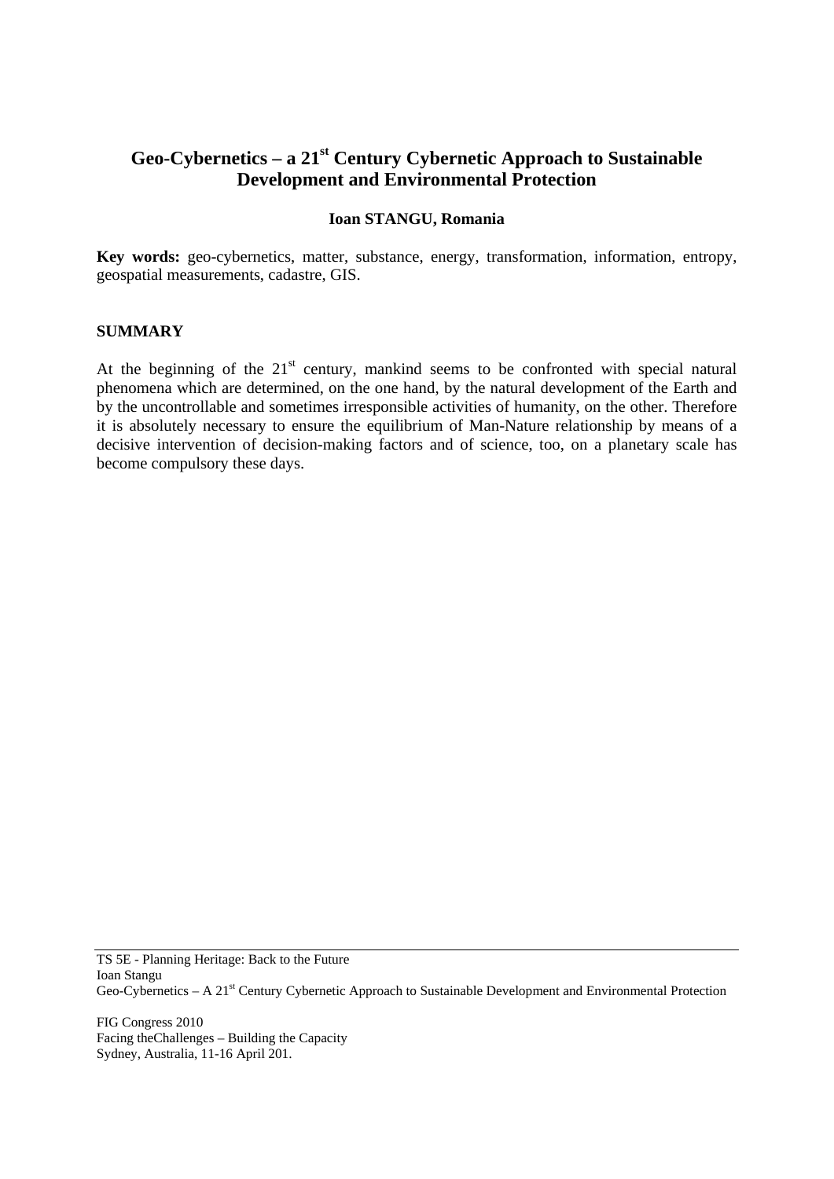# Geo-Cybernetics – a 21st Century Cybernetic Approach to Sustainable Development and Environmental Protection

**Ioan STANGU, Romania**

**Key words:** geo-cybernetics, matter, substance, energy, transformation, information, entropy, geospatial measurements, cadastre, GIS.

## SUMMARY

At the beginning of the 21st century, mankind seems to be confronted with special natural phenomena which are determined, on the one hand, by the natural development of the Earth and by the uncontrollable and sometimes irresponsible activities of humanity, on the other. Therefore it is absolutely necessary to ensure the equilibrium of Man-Nature relationship by means of a decisive intervention of decision-making factors and of science, too, on a planetary scale has become compulsory these days.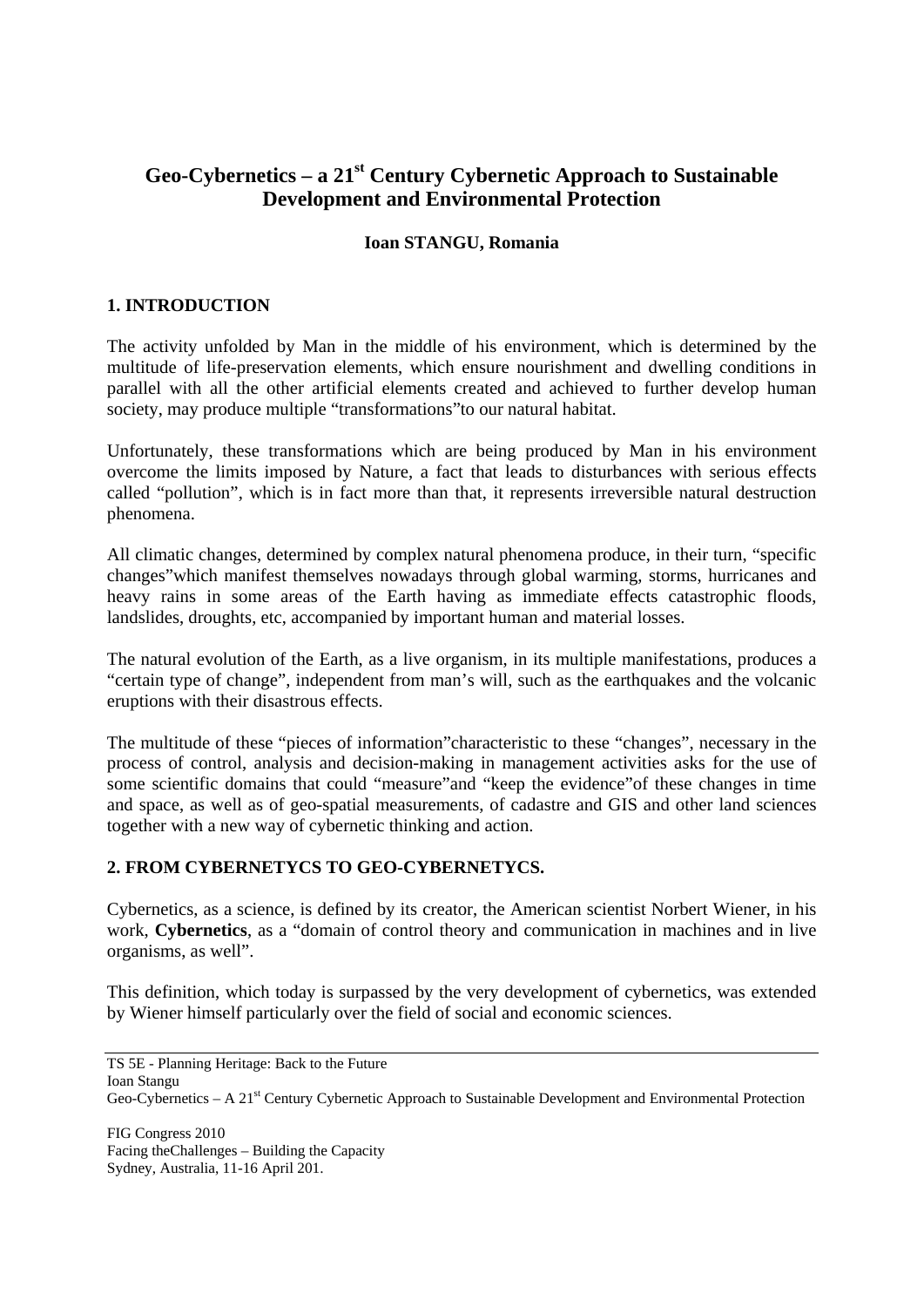# Geo-Cybernetics – a 21st Century Cybernetic Approach to Sustainable Development and Environmental Protection

**Ioan STANGU, Romania**

## 1. INTRODUCTION

The activity unfolded by Man in the middle of his environment, which is determined by the multitude of life-preservation elements, which ensure nourishment and dwelling conditions in parallel with all the other artificial elements created and achieved to further develop human society, may produce multiple "transformations"to our natural habitat.

Unfortunately, these transformations which are being produced by Man in his environment overcome the limits imposed by Nature, a fact that leads to disturbances with serious effects called "pollution", which is in fact more than that, it represents irreversible natural destruction phenomena.

All climatic changes, determined by complex natural phenomena produce, in their turn, "specific changes"which manifest themselves nowadays through global warming, storms, hurricanes and heavy rains in some areas of the Earth having as immediate effects catastrophic floods, landslides, droughts, etc, accompanied by important human and material losses.

The natural evolution of the Earth, as a live organism, in its multiple manifestations, produces a "certain type of change", independent from man's will, such as the earthquakes and the volcanic eruptions with their disastrous effects.

The multitude of these "pieces of information"characteristic to these "changes", necessary in the process of control, analysis and decision-making in management activities asks for the use of some scientific domains that could "measure"and "keep the evidence"of these changes in time and space, as well as of geo-spatial measurements, of cadastre and GIS and other land sciences together with a new way of cybernetic thinking and action.

## 2. FROM CYBERNETYCS TO GEO-CYBERNETYCS.

Cybernetics, as a science, is defined by its creator, the American scientist Norbert Wiener, in his work, **Cybernetics**, as a "domain of control theory and communication in machines and in live organisms, as well".

This definition, which today is surpassed by the very development of cybernetics, was extended by Wiener himself particularly over the field of social and economic sciences.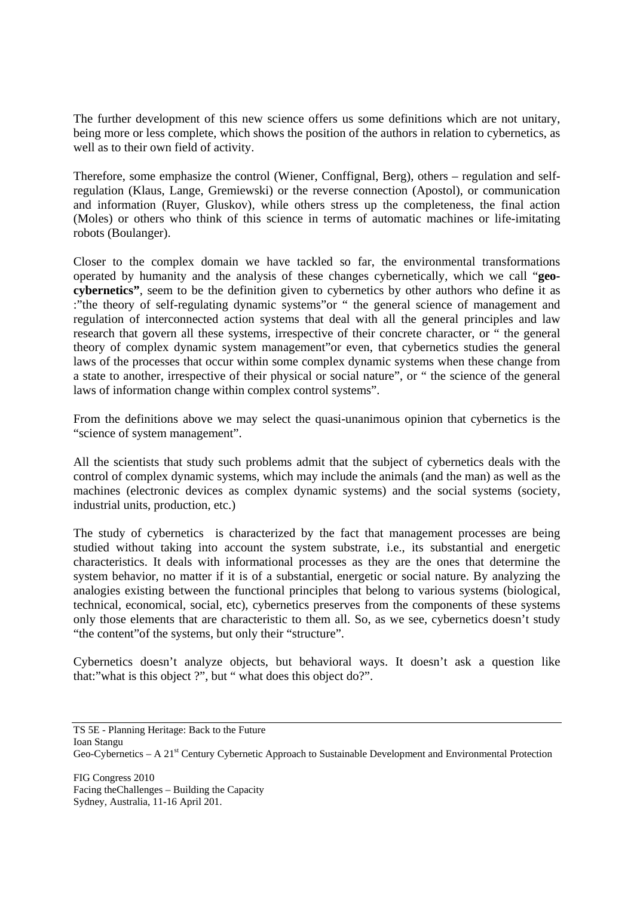The further development of this new science offers us some definitions which are not unitary, being more or less complete, which shows the position of the authors in relation to cybernetics, as well as to their own field of activity.

Therefore, some emphasize the control (Wiener, Conffignal, Berg), others – regulation and self-regulation (Klaus, Lange, Gremiewski) or the reverse connection (Apostol), or communication and information (Ruyer, Gluskov), while others stress up the completeness, the final action (Moles) or others who think of this science in terms of automatic machines or life-imitating robots (Boulanger).

Closer to the complex domain we have tackled so far, the environmental transformations operated by humanity and the analysis of these changes cybernetically, which we call "**geo-cybernetics"**, seem to be the definition given to cybernetics by other authors who define it as :"the theory of self-regulating dynamic systems"or " the general science of management and regulation of interconnected action systems that deal with all the general principles and law research that govern all these systems, irrespective of their concrete character, or " the general theory of complex dynamic system management"or even, that cybernetics studies the general laws of the processes that occur within some complex dynamic systems when these change from a state to another, irrespective of their physical or social nature", or " the science of the general laws of information change within complex control systems".

From the definitions above we may select the quasi-unanimous opinion that cybernetics is the "science of system management".

All the scientists that study such problems admit that the subject of cybernetics deals with the control of complex dynamic systems, which may include the animals (and the man) as well as the machines (electronic devices as complex dynamic systems) and the social systems (society, industrial units, production, etc.)

The study of cybernetics is characterized by the fact that management processes are being studied without taking into account the system substrate, i.e., its substantial and energetic characteristics. It deals with informational processes as they are the ones that determine the system behavior, no matter if it is of a substantial, energetic or social nature. By analyzing the analogies existing between the functional principles that belong to various systems (biological, technical, economical, social, etc), cybernetics preserves from the components of these systems only those elements that are characteristic to them all. So, as we see, cybernetics doesn't study "the content"of the systems, but only their "structure".

Cybernetics doesn't analyze objects, but behavioral ways. It doesn't ask a question like that:"what is this object ?", but " what does this object do?".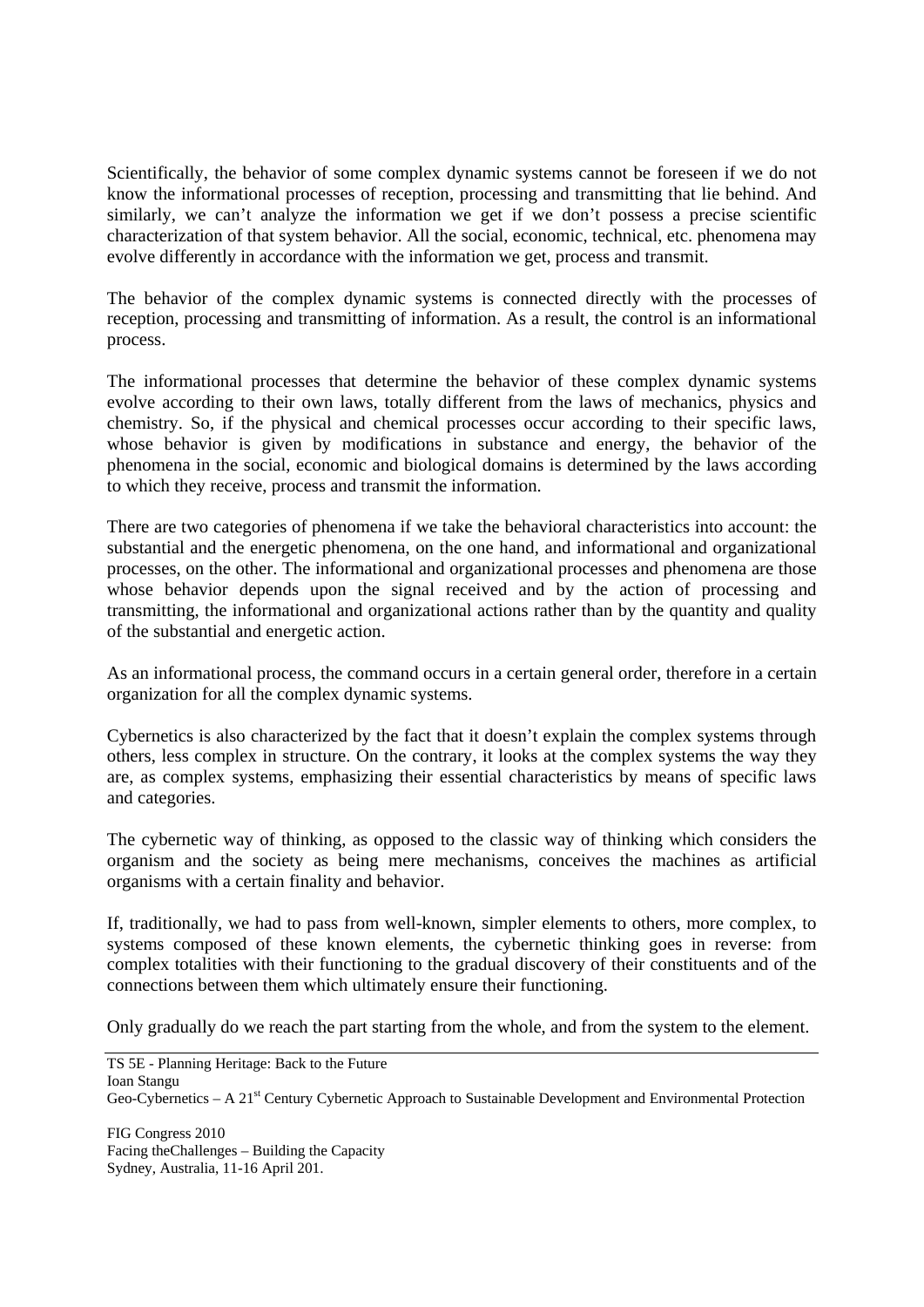Scientifically, the behavior of some complex dynamic systems cannot be foreseen if we do not know the informational processes of reception, processing and transmitting that lie behind. And similarly, we can't analyze the information we get if we don't possess a precise scientific characterization of that system behavior. All the social, economic, technical, etc. phenomena may evolve differently in accordance with the information we get, process and transmit.

The behavior of the complex dynamic systems is connected directly with the processes of reception, processing and transmitting of information. As a result, the control is an informational process.

The informational processes that determine the behavior of these complex dynamic systems evolve according to their own laws, totally different from the laws of mechanics, physics and chemistry. So, if the physical and chemical processes occur according to their specific laws, whose behavior is given by modifications in substance and energy, the behavior of the phenomena in the social, economic and biological domains is determined by the laws according to which they receive, process and transmit the information.

There are two categories of phenomena if we take the behavioral characteristics into account: the substantial and the energetic phenomena, on the one hand, and informational and organizational processes, on the other. The informational and organizational processes and phenomena are those whose behavior depends upon the signal received and by the action of processing and transmitting, the informational and organizational actions rather than by the quantity and quality of the substantial and energetic action.

As an informational process, the command occurs in a certain general order, therefore in a certain organization for all the complex dynamic systems.

Cybernetics is also characterized by the fact that it doesn't explain the complex systems through others, less complex in structure. On the contrary, it looks at the complex systems the way they are, as complex systems, emphasizing their essential characteristics by means of specific laws and categories.

The cybernetic way of thinking, as opposed to the classic way of thinking which considers the organism and the society as being mere mechanisms, conceives the machines as artificial organisms with a certain finality and behavior.

If, traditionally, we had to pass from well-known, simpler elements to others, more complex, to systems composed of these known elements, the cybernetic thinking goes in reverse: from complex totalities with their functioning to the gradual discovery of their constituents and of the connections between them which ultimately ensure their functioning.

Only gradually do we reach the part starting from the whole, and from the system to the element.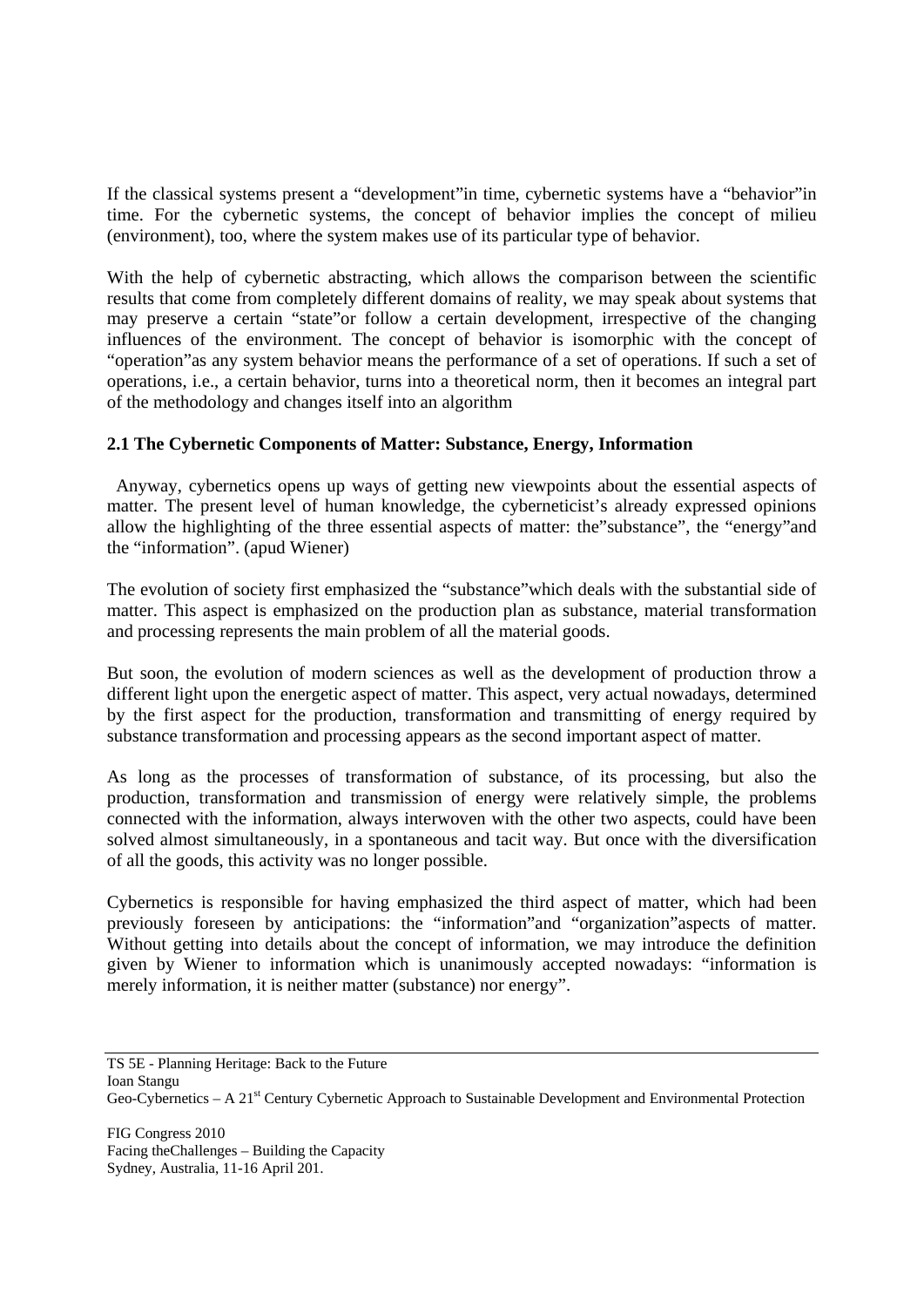If the classical systems present a "development"in time, cybernetic systems have a "behavior"in time. For the cybernetic systems, the concept of behavior implies the concept of milieu (environment), too, where the system makes use of its particular type of behavior.

With the help of cybernetic abstracting, which allows the comparison between the scientific results that come from completely different domains of reality, we may speak about systems that may preserve a certain "state"or follow a certain development, irrespective of the changing influences of the environment. The concept of behavior is isomorphic with the concept of "operation"as any system behavior means the performance of a set of operations. If such a set of operations, i.e., a certain behavior, turns into a theoretical norm, then it becomes an integral part of the methodology and changes itself into an algorithm

### 2.1 The Cybernetic Components of Matter: Substance, Energy, Information

Anyway, cybernetics opens up ways of getting new viewpoints about the essential aspects of matter. The present level of human knowledge, the cyberneticist's already expressed opinions allow the highlighting of the three essential aspects of matter: the"substance", the "energy"and the "information". (apud Wiener)

The evolution of society first emphasized the "substance"which deals with the substantial side of matter. This aspect is emphasized on the production plan as substance, material transformation and processing represents the main problem of all the material goods.

But soon, the evolution of modern sciences as well as the development of production throw a different light upon the energetic aspect of matter. This aspect, very actual nowadays, determined by the first aspect for the production, transformation and transmitting of energy required by substance transformation and processing appears as the second important aspect of matter.

As long as the processes of transformation of substance, of its processing, but also the production, transformation and transmission of energy were relatively simple, the problems connected with the information, always interwoven with the other two aspects, could have been solved almost simultaneously, in a spontaneous and tacit way. But once with the diversification of all the goods, this activity was no longer possible.

Cybernetics is responsible for having emphasized the third aspect of matter, which had been previously foreseen by anticipations: the "information"and "organization"aspects of matter. Without getting into details about the concept of information, we may introduce the definition given by Wiener to information which is unanimously accepted nowadays: "information is merely information, it is neither matter (substance) nor energy".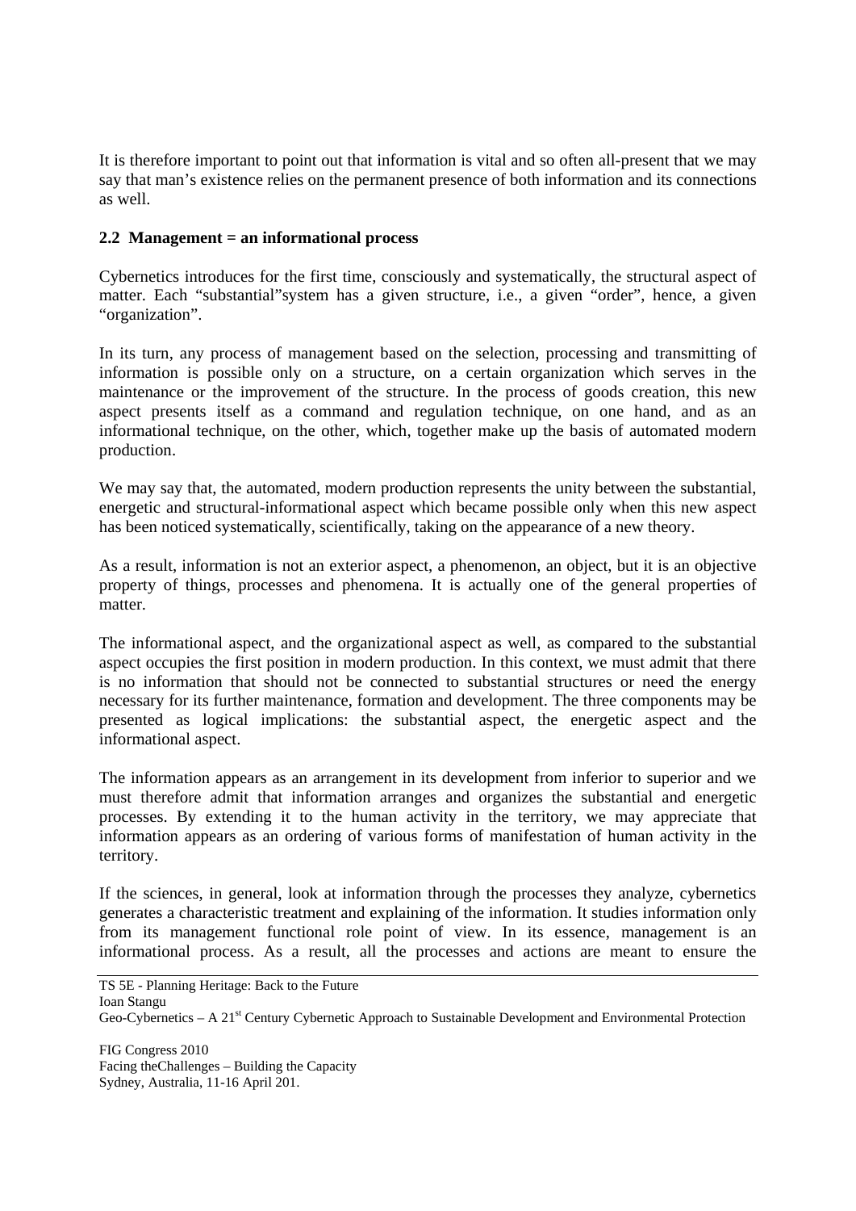It is therefore important to point out that information is vital and so often all-present that we may say that man's existence relies on the permanent presence of both information and its connections as well.

### 2.2 Management = an informational process

Cybernetics introduces for the first time, consciously and systematically, the structural aspect of matter. Each "substantial"system has a given structure, i.e., a given "order", hence, a given "organization".

In its turn, any process of management based on the selection, processing and transmitting of information is possible only on a structure, on a certain organization which serves in the maintenance or the improvement of the structure. In the process of goods creation, this new aspect presents itself as a command and regulation technique, on one hand, and as an informational technique, on the other, which, together make up the basis of automated modern production.

We may say that, the automated, modern production represents the unity between the substantial, energetic and structural-informational aspect which became possible only when this new aspect has been noticed systematically, scientifically, taking on the appearance of a new theory.

As a result, information is not an exterior aspect, a phenomenon, an object, but it is an objective property of things, processes and phenomena. It is actually one of the general properties of matter.

The informational aspect, and the organizational aspect as well, as compared to the substantial aspect occupies the first position in modern production. In this context, we must admit that there is no information that should not be connected to substantial structures or need the energy necessary for its further maintenance, formation and development. The three components may be presented as logical implications: the substantial aspect, the energetic aspect and the informational aspect.

The information appears as an arrangement in its development from inferior to superior and we must therefore admit that information arranges and organizes the substantial and energetic processes. By extending it to the human activity in the territory, we may appreciate that information appears as an ordering of various forms of manifestation of human activity in the territory.

If the sciences, in general, look at information through the processes they analyze, cybernetics generates a characteristic treatment and explaining of the information. It studies information only from its management functional role point of view. In its essence, management is an informational process. As a result, all the processes and actions are meant to ensure the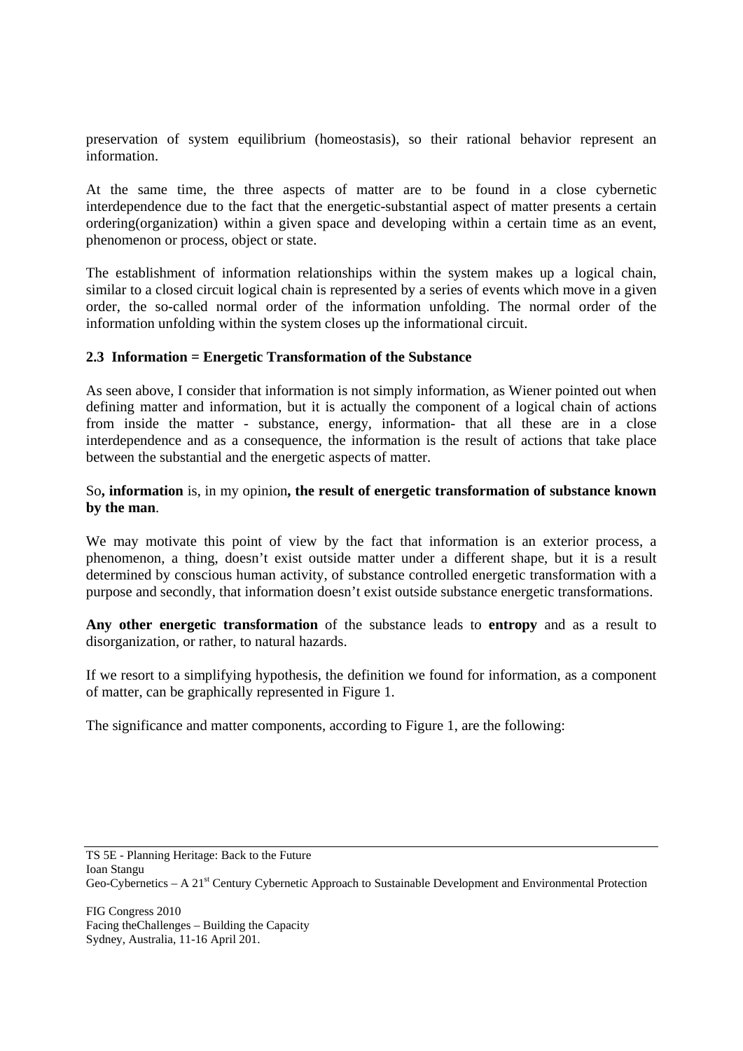preservation of system equilibrium (homeostasis), so their rational behavior represent an information.

At the same time, the three aspects of matter are to be found in a close cybernetic interdependence due to the fact that the energetic-substantial aspect of matter presents a certain ordering(organization) within a given space and developing within a certain time as an event, phenomenon or process, object or state.

The establishment of information relationships within the system makes up a logical chain, similar to a closed circuit logical chain is represented by a series of events which move in a given order, the so-called normal order of the information unfolding. The normal order of the information unfolding within the system closes up the informational circuit.

### 2.3 Information = Energetic Transformation of the Substance

As seen above, I consider that information is not simply information, as Wiener pointed out when defining matter and information, but it is actually the component of a logical chain of actions from inside the matter - substance, energy, information- that all these are in a close interdependence and as a consequence, the information is the result of actions that take place between the substantial and the energetic aspects of matter.

So**, information** is, in my opinion**, the result of energetic transformation of substance known by the man**.

We may motivate this point of view by the fact that information is an exterior process, a phenomenon, a thing, doesn't exist outside matter under a different shape, but it is a result determined by conscious human activity, of substance controlled energetic transformation with a purpose and secondly, that information doesn't exist outside substance energetic transformations.

**Any other energetic transformation** of the substance leads to **entropy** and as a result to disorganization, or rather, to natural hazards.

If we resort to a simplifying hypothesis, the definition we found for information, as a component of matter, can be graphically represented in Figure 1.

The significance and matter components, according to Figure 1, are the following: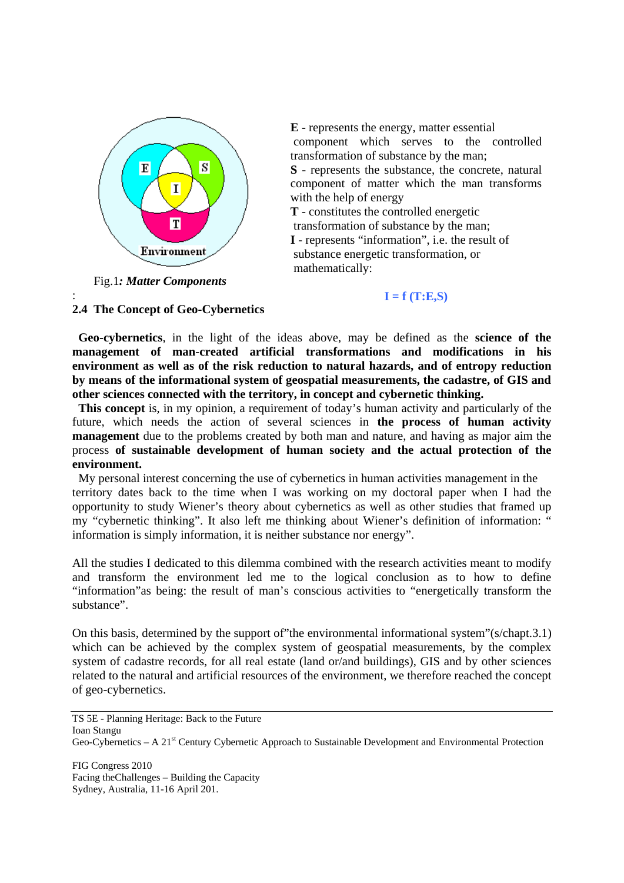**E** - represents the energy, matter essential component which serves to the controlled transformation of substance by the man;
**S** - represents the substance, the concrete, natural component of matter which the man transforms with the help of energy
**T** - constitutes the controlled energetic transformation of substance by the man;
**I** - represents "information", i.e. the result of substance energetic transformation, or mathematically:

$$I = f(T{:}E,S)$$

Fig.1***: Matter Components***

:

### 2.4 The Concept of Geo-Cybernetics

**Geo-cybernetics**, in the light of the ideas above, may be defined as the **science of the management of man-created artificial transformations and modifications in his environment as well as of the risk reduction to natural hazards, and of entropy reduction by means of the informational system of geospatial measurements, the cadastre, of GIS and other sciences connected with the territory, in concept and cybernetic thinking.**

**This concept** is, in my opinion, a requirement of today's human activity and particularly of the future, which needs the action of several sciences in **the process of human activity management** due to the problems created by both man and nature, and having as major aim the process **of sustainable development of human society and the actual protection of the environment.**

My personal interest concerning the use of cybernetics in human activities management in the territory dates back to the time when I was working on my doctoral paper when I had the opportunity to study Wiener's theory about cybernetics as well as other studies that framed up my "cybernetic thinking". It also left me thinking about Wiener's definition of information: " information is simply information, it is neither substance nor energy".

All the studies I dedicated to this dilemma combined with the research activities meant to modify and transform the environment led me to the logical conclusion as to how to define "information"as being: the result of man's conscious activities to "energetically transform the substance".

On this basis, determined by the support of"the environmental informational system"(s/chapt.3.1) which can be achieved by the complex system of geospatial measurements, by the complex system of cadastre records, for all real estate (land or/and buildings), GIS and by other sciences related to the natural and artificial resources of the environment, we therefore reached the concept of geo-cybernetics.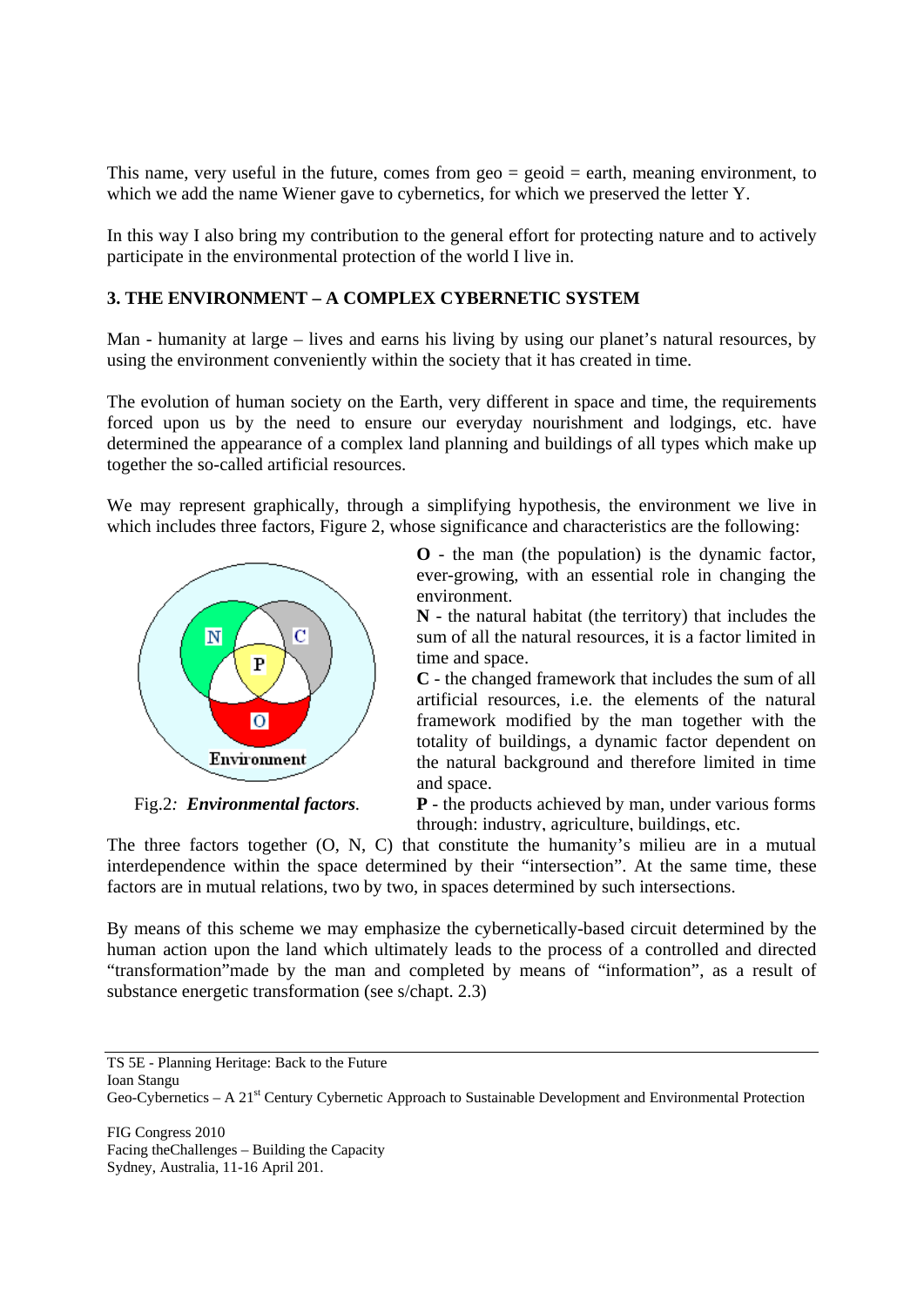This name, very useful in the future, comes from geo = geoid = earth, meaning environment, to which we add the name Wiener gave to cybernetics, for which we preserved the letter Y.

In this way I also bring my contribution to the general effort for protecting nature and to actively participate in the environmental protection of the world I live in.

## 3. THE ENVIRONMENT – A COMPLEX CYBERNETIC SYSTEM

Man - humanity at large – lives and earns his living by using our planet's natural resources, by using the environment conveniently within the society that it has created in time.

The evolution of human society on the Earth, very different in space and time, the requirements forced upon us by the need to ensure our everyday nourishment and lodgings, etc. have determined the appearance of a complex land planning and buildings of all types which make up together the so-called artificial resources.

We may represent graphically, through a simplifying hypothesis, the environment we live in which includes three factors, Figure 2, whose significance and characteristics are the following:

Fig.2*:* ***Environmental factors***.

**O** - the man (the population) is the dynamic factor, ever-growing, with an essential role in changing the environment.

**N** - the natural habitat (the territory) that includes the sum of all the natural resources, it is a factor limited in time and space.

**C** - the changed framework that includes the sum of all artificial resources, i.e. the elements of the natural framework modified by the man together with the totality of buildings, a dynamic factor dependent on the natural background and therefore limited in time and space.

**P** - the products achieved by man, under various forms through: industry, agriculture, buildings, etc.

The three factors together (O, N, C) that constitute the humanity's milieu are in a mutual interdependence within the space determined by their "intersection". At the same time, these factors are in mutual relations, two by two, in spaces determined by such intersections.

By means of this scheme we may emphasize the cybernetically-based circuit determined by the human action upon the land which ultimately leads to the process of a controlled and directed "transformation"made by the man and completed by means of "information", as a result of substance energetic transformation (see s/chapt. 2.3)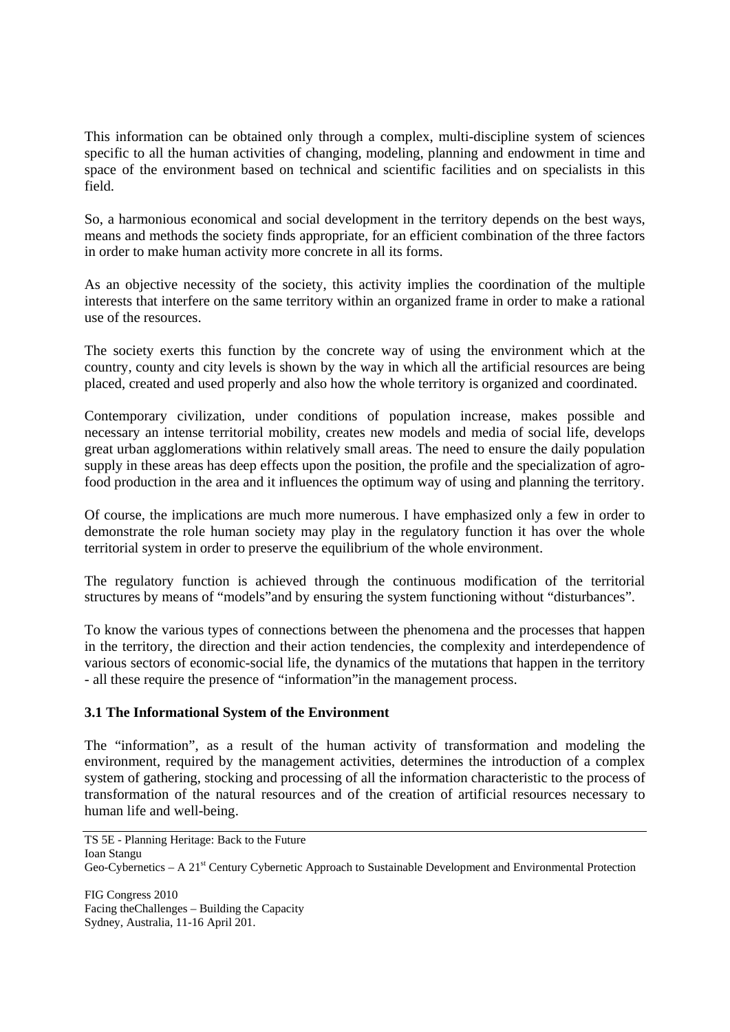This information can be obtained only through a complex, multi-discipline system of sciences specific to all the human activities of changing, modeling, planning and endowment in time and space of the environment based on technical and scientific facilities and on specialists in this field.

So, a harmonious economical and social development in the territory depends on the best ways, means and methods the society finds appropriate, for an efficient combination of the three factors in order to make human activity more concrete in all its forms.

As an objective necessity of the society, this activity implies the coordination of the multiple interests that interfere on the same territory within an organized frame in order to make a rational use of the resources.

The society exerts this function by the concrete way of using the environment which at the country, county and city levels is shown by the way in which all the artificial resources are being placed, created and used properly and also how the whole territory is organized and coordinated.

Contemporary civilization, under conditions of population increase, makes possible and necessary an intense territorial mobility, creates new models and media of social life, develops great urban agglomerations within relatively small areas. The need to ensure the daily population supply in these areas has deep effects upon the position, the profile and the specialization of agro-food production in the area and it influences the optimum way of using and planning the territory.

Of course, the implications are much more numerous. I have emphasized only a few in order to demonstrate the role human society may play in the regulatory function it has over the whole territorial system in order to preserve the equilibrium of the whole environment.

The regulatory function is achieved through the continuous modification of the territorial structures by means of "models"and by ensuring the system functioning without "disturbances".

To know the various types of connections between the phenomena and the processes that happen in the territory, the direction and their action tendencies, the complexity and interdependence of various sectors of economic-social life, the dynamics of the mutations that happen in the territory - all these require the presence of "information"in the management process.

### 3.1 The Informational System of the Environment

The "information", as a result of the human activity of transformation and modeling the environment, required by the management activities, determines the introduction of a complex system of gathering, stocking and processing of all the information characteristic to the process of transformation of the natural resources and of the creation of artificial resources necessary to human life and well-being.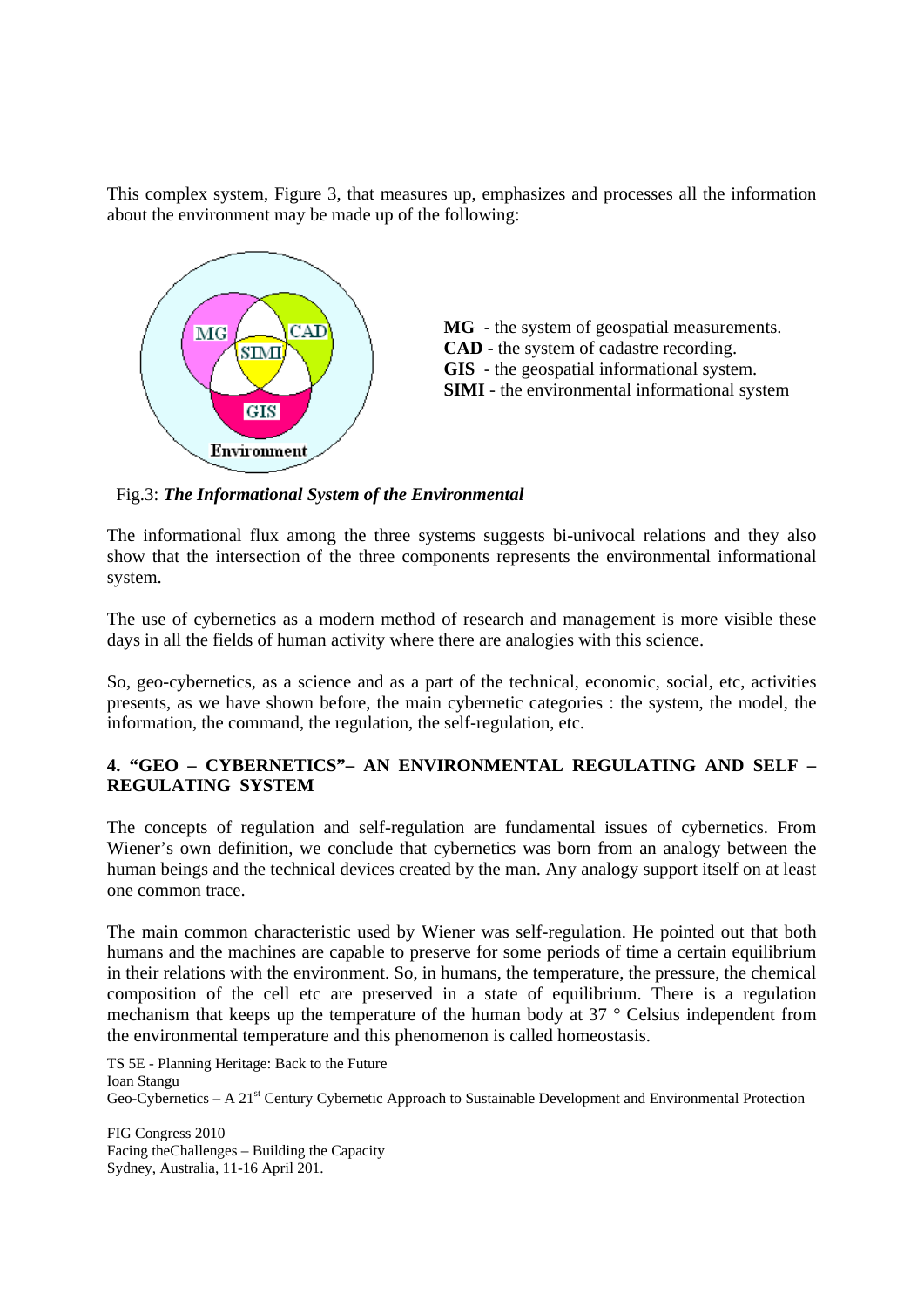This complex system, Figure 3, that measures up, emphasizes and processes all the information about the environment may be made up of the following:

**MG** - the system of geospatial measurements.
**CAD** - the system of cadastre recording.
**GIS** - the geospatial informational system.
**SIMI** - the environmental informational system

Fig.3: ***The Informational System of the Environmental***

The informational flux among the three systems suggests bi-univocal relations and they also show that the intersection of the three components represents the environmental informational system.

The use of cybernetics as a modern method of research and management is more visible these days in all the fields of human activity where there are analogies with this science.

So, geo-cybernetics, as a science and as a part of the technical, economic, social, etc, activities presents, as we have shown before, the main cybernetic categories : the system, the model, the information, the command, the regulation, the self-regulation, etc.

## 4. "GEO – CYBERNETICS"– AN ENVIRONMENTAL REGULATING AND SELF – REGULATING SYSTEM

The concepts of regulation and self-regulation are fundamental issues of cybernetics. From Wiener's own definition, we conclude that cybernetics was born from an analogy between the human beings and the technical devices created by the man. Any analogy support itself on at least one common trace.

The main common characteristic used by Wiener was self-regulation. He pointed out that both humans and the machines are capable to preserve for some periods of time a certain equilibrium in their relations with the environment. So, in humans, the temperature, the pressure, the chemical composition of the cell etc are preserved in a state of equilibrium. There is a regulation mechanism that keeps up the temperature of the human body at 37 ° Celsius independent from the environmental temperature and this phenomenon is called homeostasis.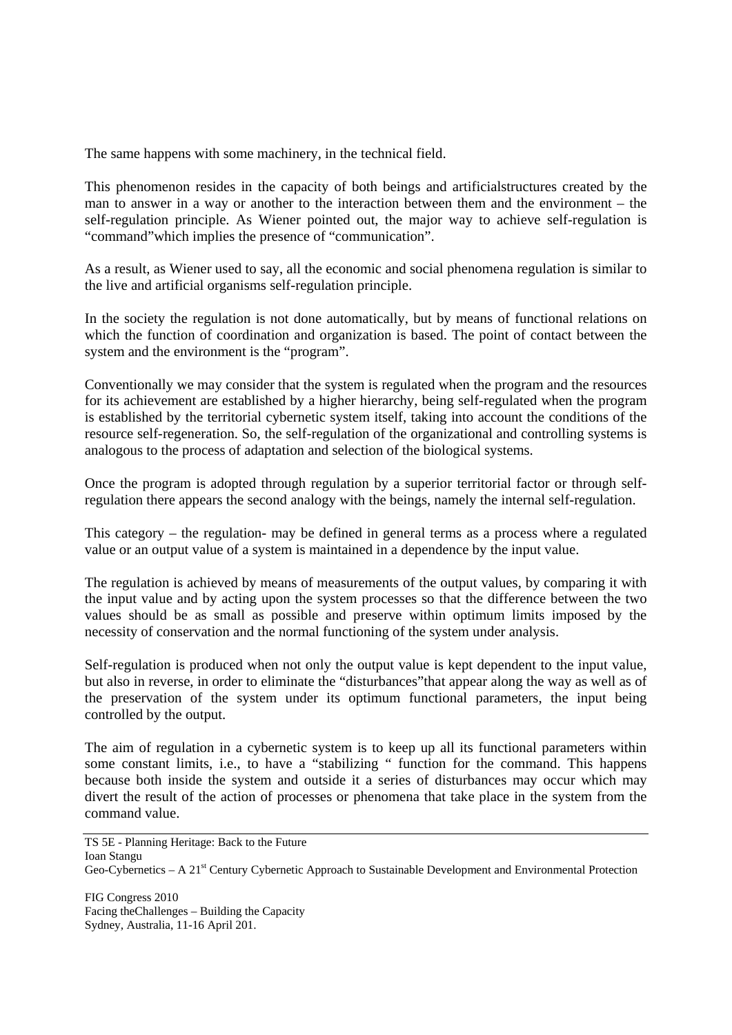The same happens with some machinery, in the technical field.

This phenomenon resides in the capacity of both beings and artificialstructures created by the man to answer in a way or another to the interaction between them and the environment – the self-regulation principle. As Wiener pointed out, the major way to achieve self-regulation is "command"which implies the presence of "communication".

As a result, as Wiener used to say, all the economic and social phenomena regulation is similar to the live and artificial organisms self-regulation principle.

In the society the regulation is not done automatically, but by means of functional relations on which the function of coordination and organization is based. The point of contact between the system and the environment is the "program".

Conventionally we may consider that the system is regulated when the program and the resources for its achievement are established by a higher hierarchy, being self-regulated when the program is established by the territorial cybernetic system itself, taking into account the conditions of the resource self-regeneration. So, the self-regulation of the organizational and controlling systems is analogous to the process of adaptation and selection of the biological systems.

Once the program is adopted through regulation by a superior territorial factor or through self-regulation there appears the second analogy with the beings, namely the internal self-regulation.

This category – the regulation- may be defined in general terms as a process where a regulated value or an output value of a system is maintained in a dependence by the input value.

The regulation is achieved by means of measurements of the output values, by comparing it with the input value and by acting upon the system processes so that the difference between the two values should be as small as possible and preserve within optimum limits imposed by the necessity of conservation and the normal functioning of the system under analysis.

Self-regulation is produced when not only the output value is kept dependent to the input value, but also in reverse, in order to eliminate the "disturbances"that appear along the way as well as of the preservation of the system under its optimum functional parameters, the input being controlled by the output.

The aim of regulation in a cybernetic system is to keep up all its functional parameters within some constant limits, i.e., to have a "stabilizing " function for the command. This happens because both inside the system and outside it a series of disturbances may occur which may divert the result of the action of processes or phenomena that take place in the system from the command value.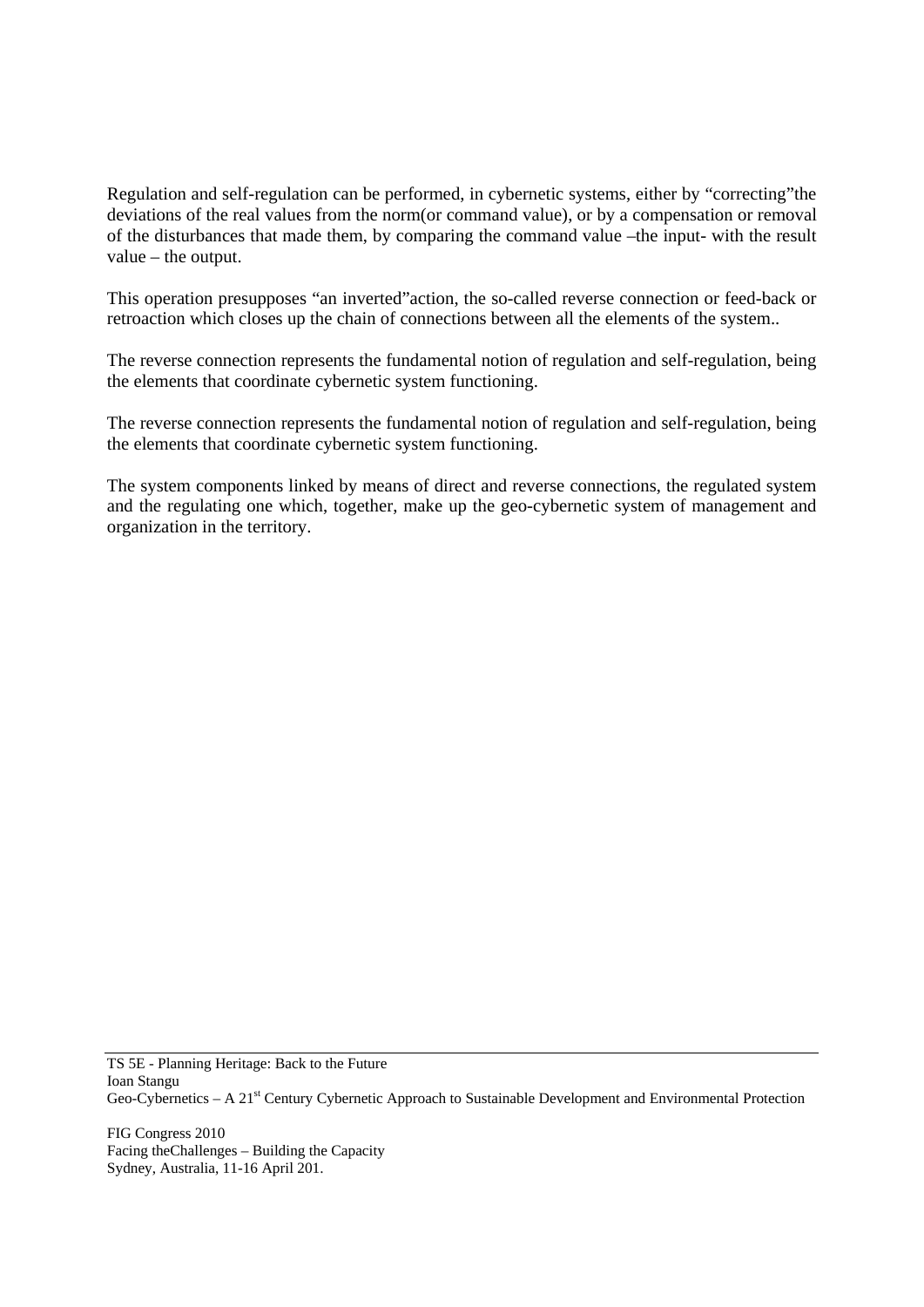Regulation and self-regulation can be performed, in cybernetic systems, either by "correcting"the deviations of the real values from the norm(or command value), or by a compensation or removal of the disturbances that made them, by comparing the command value –the input- with the result value – the output.

This operation presupposes "an inverted"action, the so-called reverse connection or feed-back or retroaction which closes up the chain of connections between all the elements of the system..

The reverse connection represents the fundamental notion of regulation and self-regulation, being the elements that coordinate cybernetic system functioning.

The reverse connection represents the fundamental notion of regulation and self-regulation, being the elements that coordinate cybernetic system functioning.

The system components linked by means of direct and reverse connections, the regulated system and the regulating one which, together, make up the geo-cybernetic system of management and organization in the territory.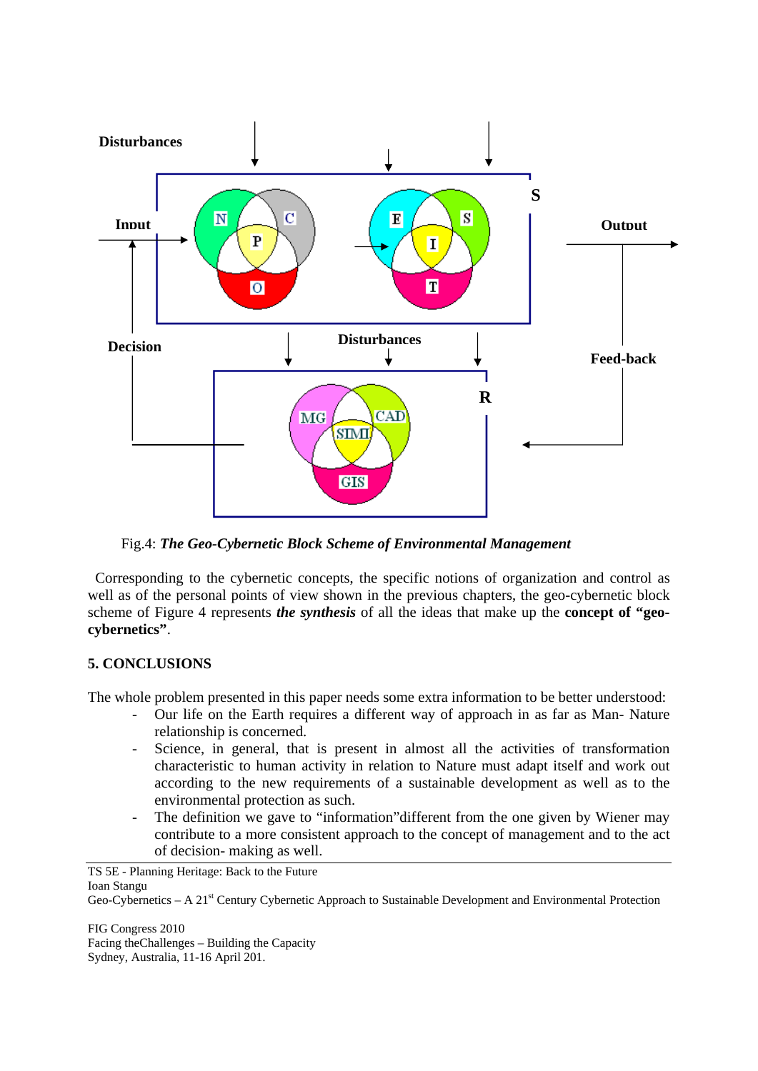Fig.4: ***The Geo-Cybernetic Block Scheme of Environmental Management***

Corresponding to the cybernetic concepts, the specific notions of organization and control as well as of the personal points of view shown in the previous chapters, the geo-cybernetic block scheme of Figure 4 represents ***the synthesis*** of all the ideas that make up the **concept of "geo-cybernetics"**.

## 5. CONCLUSIONS

The whole problem presented in this paper needs some extra information to be better understood:

- Our life on the Earth requires a different way of approach in as far as Man- Nature relationship is concerned.
- Science, in general, that is present in almost all the activities of transformation characteristic to human activity in relation to Nature must adapt itself and work out according to the new requirements of a sustainable development as well as to the environmental protection as such.
- The definition we gave to "information"different from the one given by Wiener may contribute to a more consistent approach to the concept of management and to the act of decision- making as well.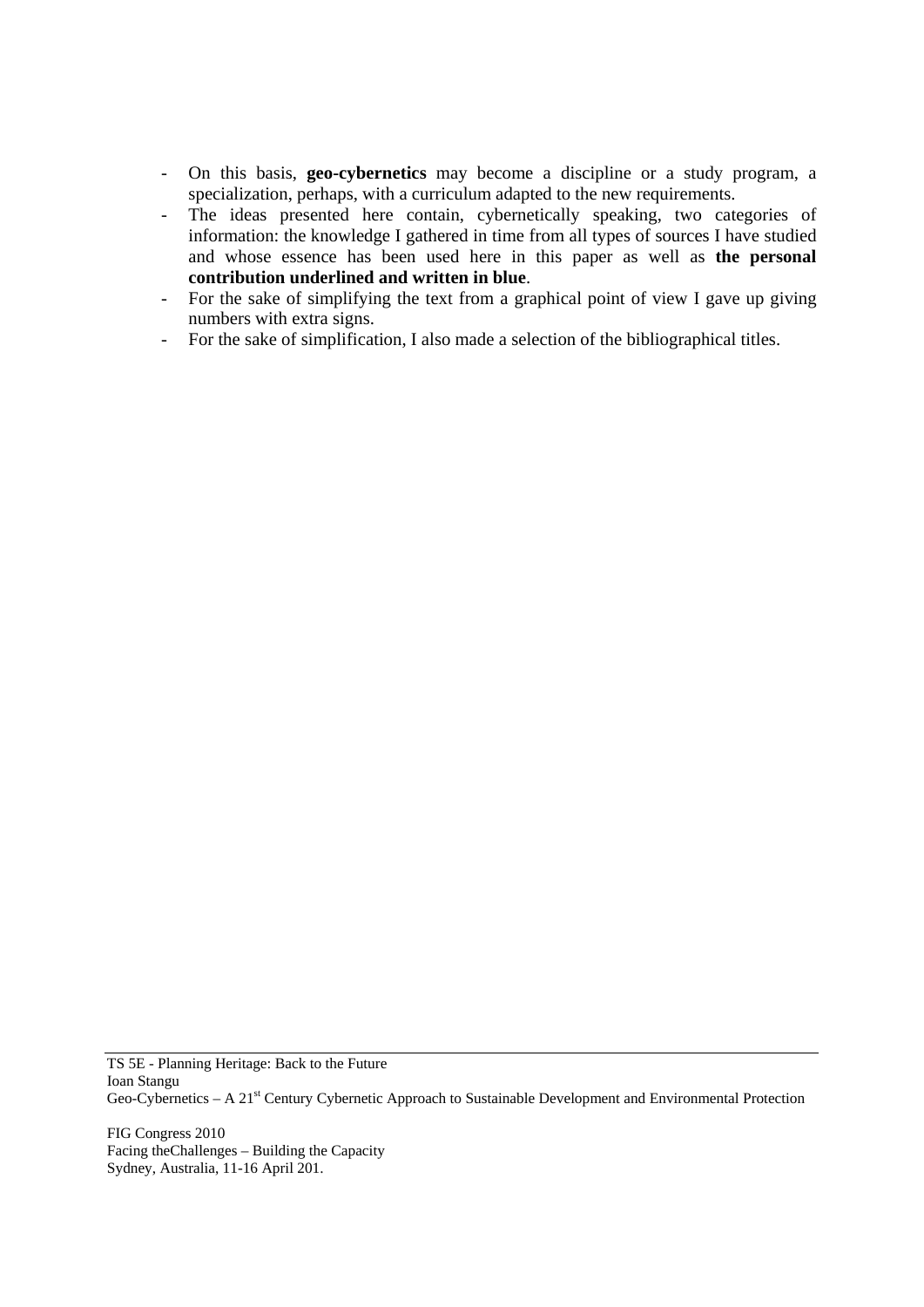- On this basis, **geo-cybernetics** may become a discipline or a study program, a specialization, perhaps, with a curriculum adapted to the new requirements.
- The ideas presented here contain, cybernetically speaking, two categories of information: the knowledge I gathered in time from all types of sources I have studied and whose essence has been used here in this paper as well as **the personal contribution underlined and written in blue**.
- For the sake of simplifying the text from a graphical point of view I gave up giving numbers with extra signs.
- For the sake of simplification, I also made a selection of the bibliographical titles.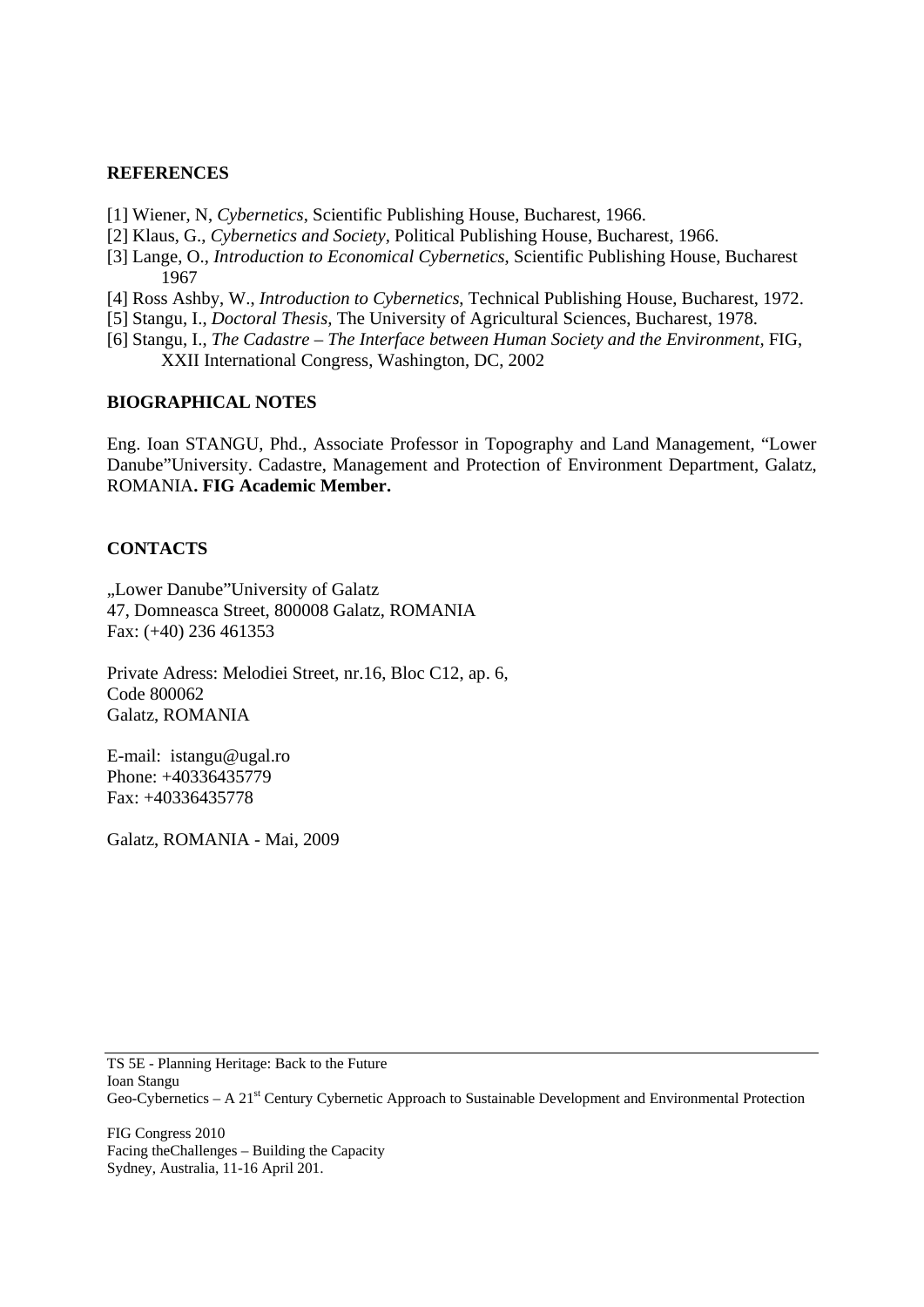**REFERENCES**

[1] Wiener, N, *Cybernetics*, Scientific Publishing House, Bucharest, 1966.
[2] Klaus, G., *Cybernetics and Society*, Political Publishing House, Bucharest, 1966.
[3] Lange, O., *Introduction to Economical Cybernetics*, Scientific Publishing House, Bucharest 1967
[4] Ross Ashby, W., *Introduction to Cybernetics*, Technical Publishing House, Bucharest, 1972.
[5] Stangu, I., *Doctoral Thesis*, The University of Agricultural Sciences, Bucharest, 1978.
[6] Stangu, I., *The Cadastre – The Interface between Human Society and the Environment*, FIG, XXII International Congress, Washington, DC, 2002

**BIOGRAPHICAL NOTES**

Eng. Ioan STANGU, Phd., Associate Professor in Topography and Land Management, "Lower Danube"University. Cadastre, Management and Protection of Environment Department, Galatz, ROMANIA**. FIG Academic Member.**

**CONTACTS**

„Lower Danube"University of Galatz
47, Domneasca Street, 800008 Galatz, ROMANIA
Fax: (+40) 236 461353

Private Adress: Melodiei Street, nr.16, Bloc C12, ap. 6,
Code 800062
Galatz, ROMANIA

E-mail: istangu@ugal.ro
Phone: +40336435779
Fax: +40336435778

Galatz, ROMANIA - Mai, 2009